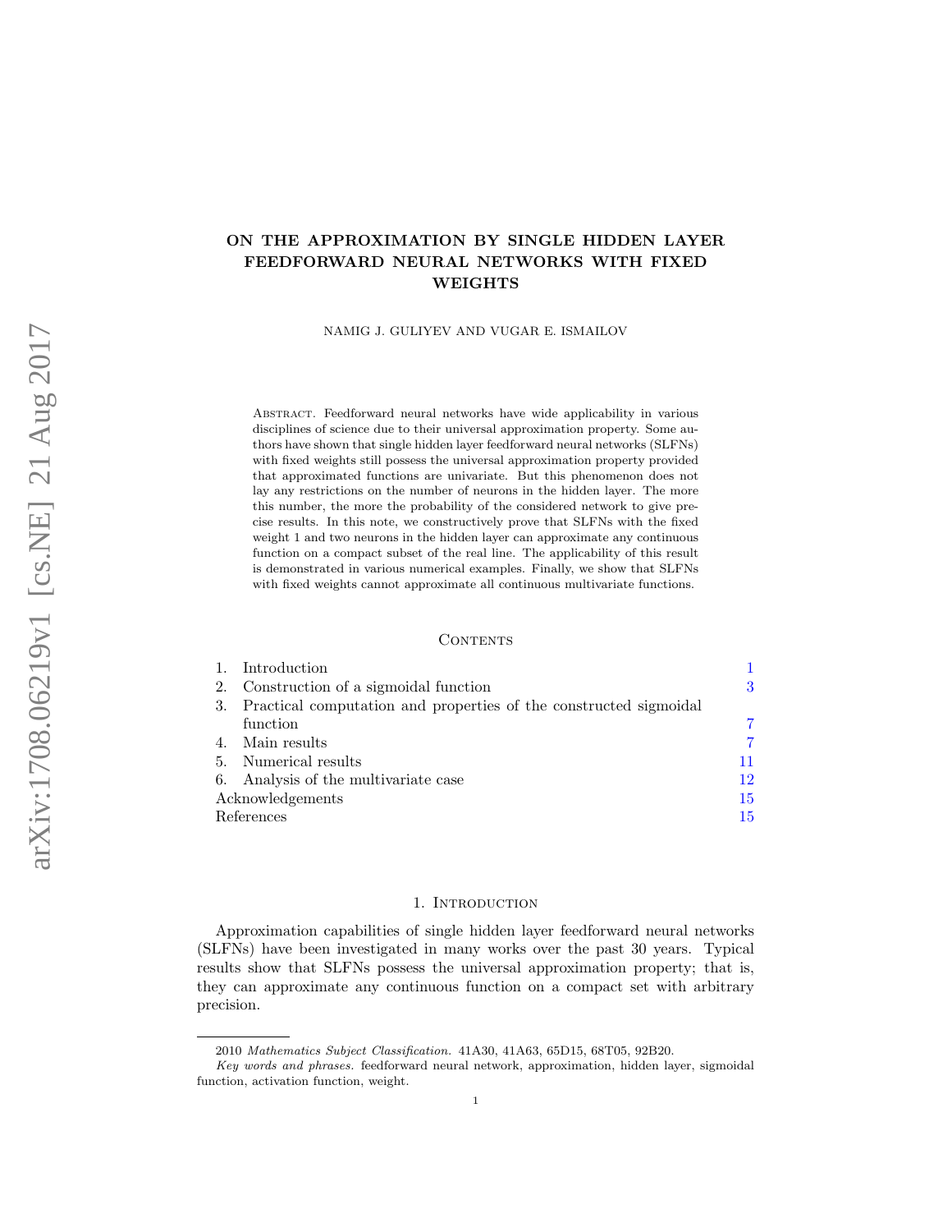# ON THE APPROXIMATION BY SINGLE HIDDEN LAYER FEEDFORWARD NEURAL NETWORKS WITH FIXED WEIGHTS

NAMIG J. GULIYEV AND VUGAR E. ISMAILOV

Abstract. Feedforward neural networks have wide applicability in various disciplines of science due to their universal approximation property. Some authors have shown that single hidden layer feedforward neural networks (SLFNs) with fixed weights still possess the universal approximation property provided that approximated functions are univariate. But this phenomenon does not lay any restrictions on the number of neurons in the hidden layer. The more this number, the more the probability of the considered network to give precise results. In this note, we constructively prove that SLFNs with the fixed weight 1 and two neurons in the hidden layer can approximate any continuous function on a compact subset of the real line. The applicability of this result is demonstrated in various numerical examples. Finally, we show that SLFNs with fixed weights cannot approximate all continuous multivariate functions.

## Contents

| | | |
|---|---|---|
| 1. | Introduction | 1 |
| 2. | Construction of a sigmoidal function | 3 |
| 3. | Practical computation and properties of the constructed sigmoidal function | 7 |
| 4. | Main results | 7 |
| 5. | Numerical results | 11 |
| 6. | Analysis of the multivariate case | 12 |
| | Acknowledgements | 15 |
| | References | 15 |

## 1. Introduction

Approximation capabilities of single hidden layer feedforward neural networks (SLFNs) have been investigated in many works over the past 30 years. Typical results show that SLFNs possess the universal approximation property; that is, they can approximate any continuous function on a compact set with arbitrary precision.

2010 *Mathematics Subject Classification.* 41A30, 41A63, 65D15, 68T05, 92B20.

*Key words and phrases.* feedforward neural network, approximation, hidden layer, sigmoidal function, activation function, weight.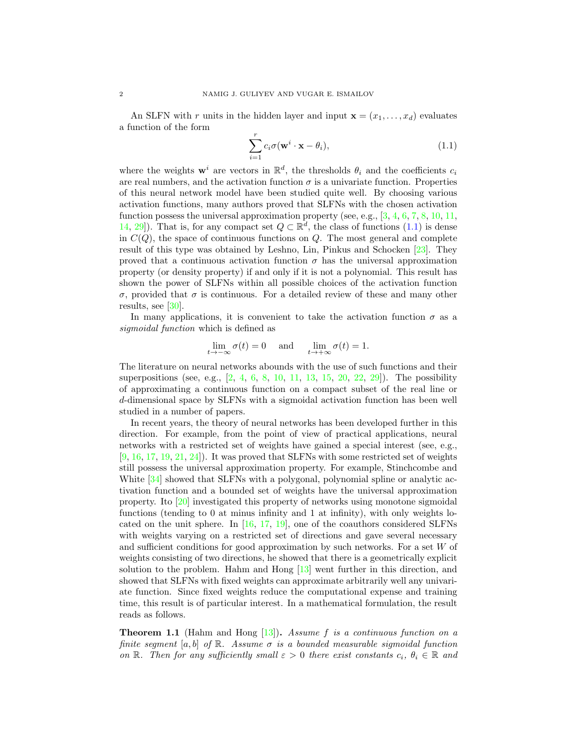An SLFN with $r$ units in the hidden layer and input $\mathbf{x} = (x_1, \ldots, x_d)$ evaluates a function of the form

$$\sum_{i=1}^{r} c_i \sigma(\mathbf{w}^i \cdot \mathbf{x} - \theta_i), \tag{1.1}$$

where the weights $\mathbf{w}^i$ are vectors in $\mathbb{R}^d$, the thresholds $\theta_i$ and the coefficients $c_i$ are real numbers, and the activation function $\sigma$ is a univariate function. Properties of this neural network model have been studied quite well. By choosing various activation functions, many authors proved that SLFNs with the chosen activation function possess the universal approximation property (see, e.g., [3, 4, 6, 7, 8, 10, 11, 14, 29]). That is, for any compact set $Q \subset \mathbb{R}^d$, the class of functions (1.1) is dense in $C(Q)$, the space of continuous functions on $Q$. The most general and complete result of this type was obtained by Leshno, Lin, Pinkus and Schocken [23]. They proved that a continuous activation function $\sigma$ has the universal approximation property (or density property) if and only if it is not a polynomial. This result has shown the power of SLFNs within all possible choices of the activation function $\sigma$, provided that $\sigma$ is continuous. For a detailed review of these and many other results, see [30].

In many applications, it is convenient to take the activation function $\sigma$ as a *sigmoidal function* which is defined as

$$\lim_{t \to -\infty} \sigma(t) = 0 \quad \text{and} \quad \lim_{t \to +\infty} \sigma(t) = 1.$$

The literature on neural networks abounds with the use of such functions and their superpositions (see, e.g., [2, 4, 6, 8, 10, 11, 13, 15, 20, 22, 29]). The possibility of approximating a continuous function on a compact subset of the real line or $d$-dimensional space by SLFNs with a sigmoidal activation function has been well studied in a number of papers.

In recent years, the theory of neural networks has been developed further in this direction. For example, from the point of view of practical applications, neural networks with a restricted set of weights have gained a special interest (see, e.g., [9, 16, 17, 19, 21, 24]). It was proved that SLFNs with some restricted set of weights still possess the universal approximation property. For example, Stinchcombe and White [34] showed that SLFNs with a polygonal, polynomial spline or analytic activation function and a bounded set of weights have the universal approximation property. Ito [20] investigated this property of networks using monotone sigmoidal functions (tending to 0 at minus infinity and 1 at infinity), with only weights located on the unit sphere. In [16, 17, 19], one of the coauthors considered SLFNs with weights varying on a restricted set of directions and gave several necessary and sufficient conditions for good approximation by such networks. For a set $W$ of weights consisting of two directions, he showed that there is a geometrically explicit solution to the problem. Hahm and Hong [13] went further in this direction, and showed that SLFNs with fixed weights can approximate arbitrarily well any univariate function. Since fixed weights reduce the computational expense and training time, this result is of particular interest. In a mathematical formulation, the result reads as follows.

**Theorem 1.1** (Hahm and Hong [13])**.** *Assume $f$ is a continuous function on a finite segment $[a, b]$ of $\mathbb{R}$. Assume $\sigma$ is a bounded measurable sigmoidal function on $\mathbb{R}$. Then for any sufficiently small $\varepsilon > 0$ there exist constants $c_i$, $\theta_i \in \mathbb{R}$ and*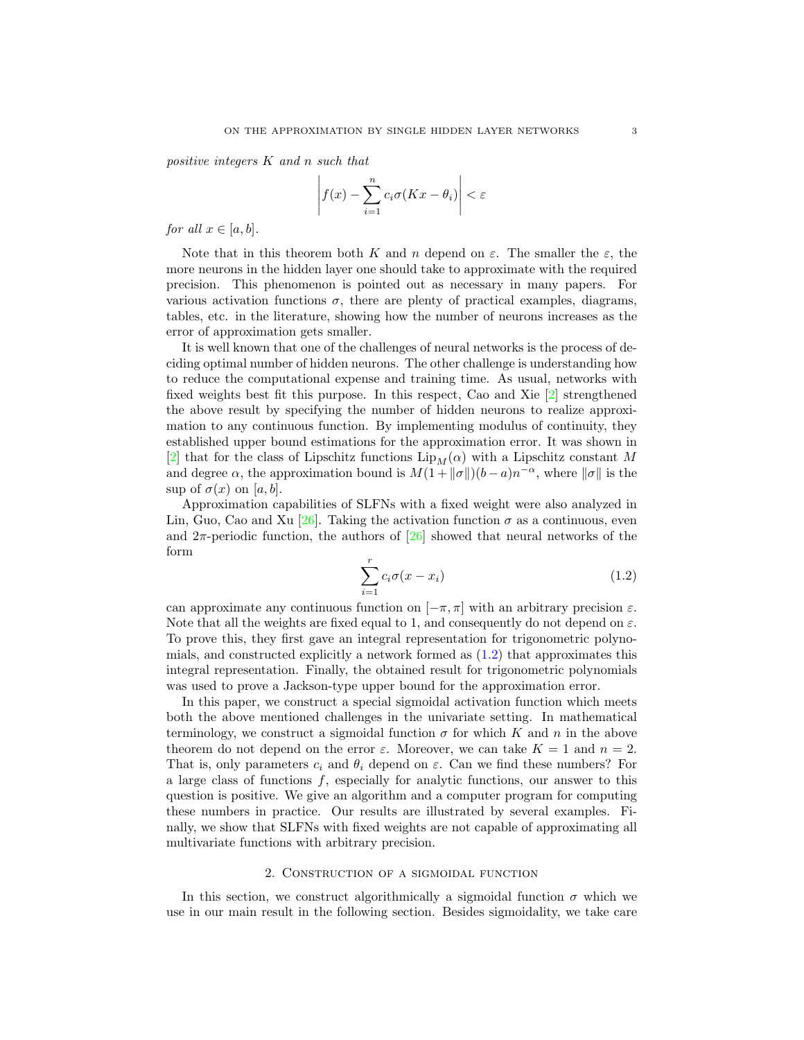*positive integers $K$ and $n$ such that*

$$\left| f(x) - \sum_{i=1}^{n} c_i \sigma(Kx - \theta_i) \right| < \varepsilon$$

*for all $x \in [a, b]$.*

Note that in this theorem both $K$ and $n$ depend on $\varepsilon$. The smaller the $\varepsilon$, the more neurons in the hidden layer one should take to approximate with the required precision. This phenomenon is pointed out as necessary in many papers. For various activation functions $\sigma$, there are plenty of practical examples, diagrams, tables, etc. in the literature, showing how the number of neurons increases as the error of approximation gets smaller.

It is well known that one of the challenges of neural networks is the process of deciding optimal number of hidden neurons. The other challenge is understanding how to reduce the computational expense and training time. As usual, networks with fixed weights best fit this purpose. In this respect, Cao and Xie [2] strengthened the above result by specifying the number of hidden neurons to realize approximation to any continuous function. By implementing modulus of continuity, they established upper bound estimations for the approximation error. It was shown in [2] that for the class of Lipschitz functions $\text{Lip}_M(\alpha)$ with a Lipschitz constant $M$ and degree $\alpha$, the approximation bound is $M(1 + \|\sigma\|)(b - a)n^{-\alpha}$, where $\|\sigma\|$ is the sup of $\sigma(x)$ on $[a, b]$.

Approximation capabilities of SLFNs with a fixed weight were also analyzed in Lin, Guo, Cao and Xu [26]. Taking the activation function $\sigma$ as a continuous, even and $2\pi$-periodic function, the authors of [26] showed that neural networks of the form

$$\sum_{i=1}^{r} c_i \sigma(x - x_i) \tag{1.2}$$

can approximate any continuous function on $[-\pi, \pi]$ with an arbitrary precision $\varepsilon$. Note that all the weights are fixed equal to 1, and consequently do not depend on $\varepsilon$. To prove this, they first gave an integral representation for trigonometric polynomials, and constructed explicitly a network formed as (1.2) that approximates this integral representation. Finally, the obtained result for trigonometric polynomials was used to prove a Jackson-type upper bound for the approximation error.

In this paper, we construct a special sigmoidal activation function which meets both the above mentioned challenges in the univariate setting. In mathematical terminology, we construct a sigmoidal function $\sigma$ for which $K$ and $n$ in the above theorem do not depend on the error $\varepsilon$. Moreover, we can take $K = 1$ and $n = 2$. That is, only parameters $c_i$ and $\theta_i$ depend on $\varepsilon$. Can we find these numbers? For a large class of functions $f$, especially for analytic functions, our answer to this question is positive. We give an algorithm and a computer program for computing these numbers in practice. Our results are illustrated by several examples. Finally, we show that SLFNs with fixed weights are not capable of approximating all multivariate functions with arbitrary precision.

## 2. Construction of a sigmoidal function

In this section, we construct algorithmically a sigmoidal function $\sigma$ which we use in our main result in the following section. Besides sigmoidality, we take care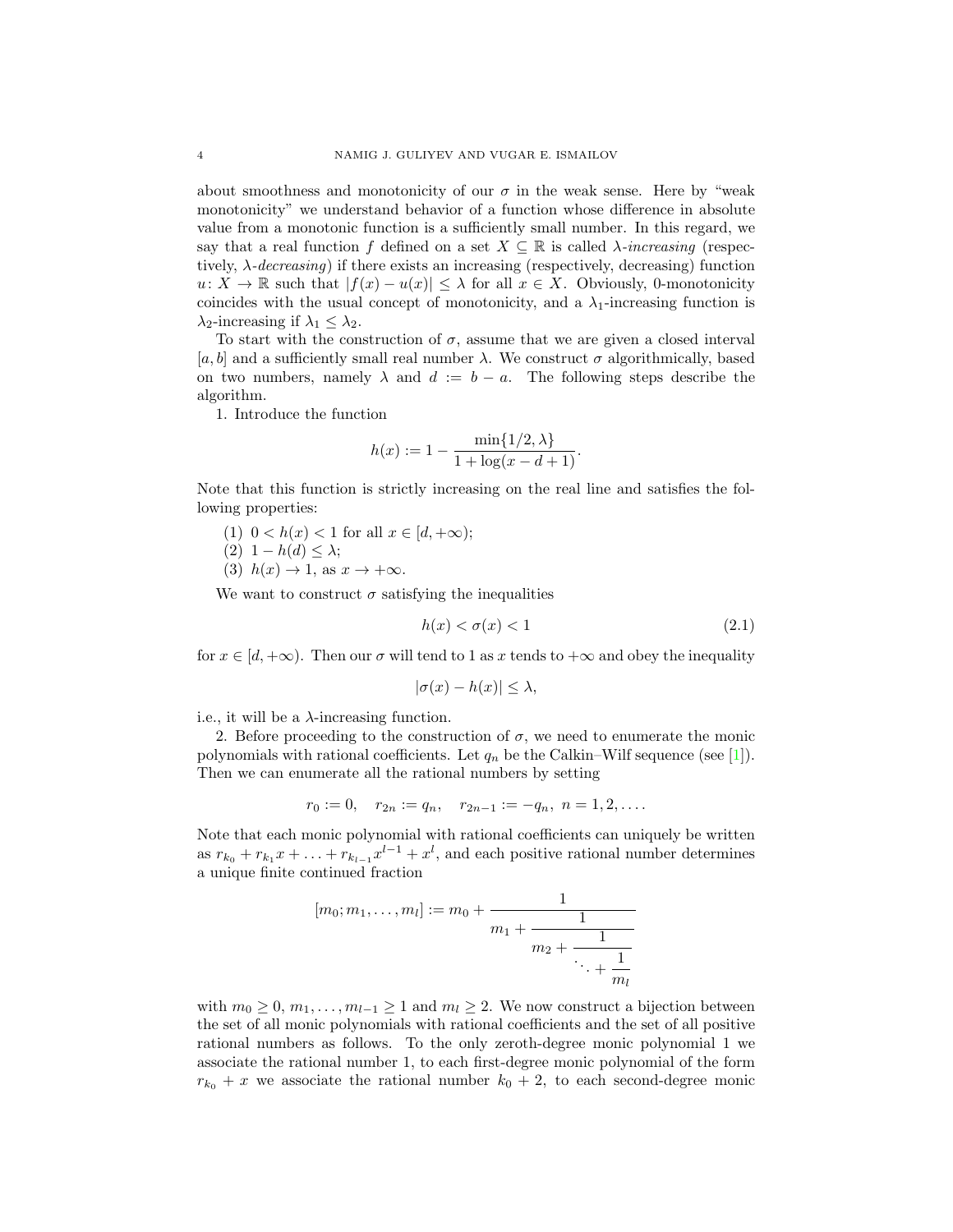about smoothness and monotonicity of our $\sigma$ in the weak sense. Here by "weak monotonicity" we understand behavior of a function whose difference in absolute value from a monotonic function is a sufficiently small number. In this regard, we say that a real function $f$ defined on a set $X \subseteq \mathbb{R}$ is called *$\lambda$-increasing* (respectively, *$\lambda$-decreasing*) if there exists an increasing (respectively, decreasing) function $u\colon X \to \mathbb{R}$ such that $|f(x) - u(x)| \le \lambda$ for all $x \in X$. Obviously, 0-monotonicity coincides with the usual concept of monotonicity, and a $\lambda_1$-increasing function is $\lambda_2$-increasing if $\lambda_1 \le \lambda_2$.

To start with the construction of $\sigma$, assume that we are given a closed interval $[a, b]$ and a sufficiently small real number $\lambda$. We construct $\sigma$ algorithmically, based on two numbers, namely $\lambda$ and $d := b - a$. The following steps describe the algorithm.

1. Introduce the function

$$h(x) := 1 - \frac{\min\{1/2, \lambda\}}{1 + \log(x - d + 1)}.$$

Note that this function is strictly increasing on the real line and satisfies the following properties:

(1) $0 < h(x) < 1$ for all $x \in [d, +\infty)$;
(2) $1 - h(d) \le \lambda$;
(3) $h(x) \to 1$, as $x \to +\infty$.

We want to construct $\sigma$ satisfying the inequalities

$$h(x) < \sigma(x) < 1 \tag{2.1}$$

for $x \in [d, +\infty)$. Then our $\sigma$ will tend to 1 as $x$ tends to $+\infty$ and obey the inequality

$$|\sigma(x) - h(x)| \le \lambda,$$

i.e., it will be a $\lambda$-increasing function.

2. Before proceeding to the construction of $\sigma$, we need to enumerate the monic polynomials with rational coefficients. Let $q_n$ be the Calkin–Wilf sequence (see [1]). Then we can enumerate all the rational numbers by setting

$$r_0 := 0, \quad r_{2n} := q_n, \quad r_{2n-1} := -q_n, \ n = 1, 2, \ldots.$$

Note that each monic polynomial with rational coefficients can uniquely be written as $r_{k_0} + r_{k_1}x + \ldots + r_{k_{l-1}}x^{l-1} + x^l$, and each positive rational number determines a unique finite continued fraction

$$[m_0; m_1, \ldots, m_l] := m_0 + \cfrac{1}{m_1 + \cfrac{1}{m_2 + \cfrac{1}{\ddots + \cfrac{1}{m_l}}}}$$

with $m_0 \ge 0$, $m_1, \ldots, m_{l-1} \ge 1$ and $m_l \ge 2$. We now construct a bijection between the set of all monic polynomials with rational coefficients and the set of all positive rational numbers as follows. To the only zeroth-degree monic polynomial 1 we associate the rational number 1, to each first-degree monic polynomial of the form $r_{k_0} + x$ we associate the rational number $k_0 + 2$, to each second-degree monic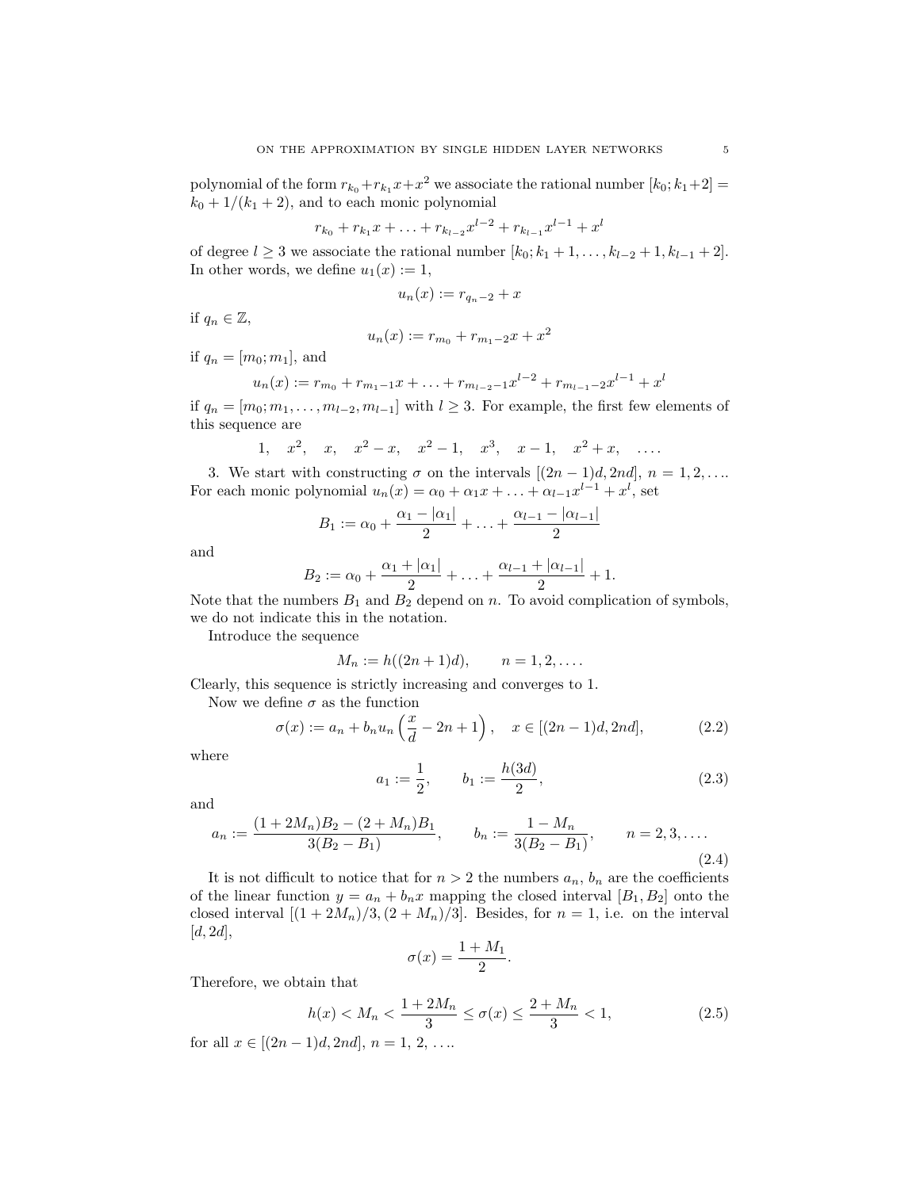polynomial of the form $r_{k_0}+r_{k_1}x+x^2$ we associate the rational number $[k_0;k_1+2] = k_0+1/(k_1+2)$, and to each monic polynomial

$$r_{k_0}+r_{k_1}x+\ldots+r_{k_{l-2}}x^{l-2}+r_{k_{l-1}}x^{l-1}+x^l$$

of degree $l \geq 3$ we associate the rational number $[k_0;k_1+1,\ldots,k_{l-2}+1,k_{l-1}+2]$. In other words, we define $u_1(x):=1$,

$$u_n(x):=r_{q_n-2}+x$$

if $q_n \in \mathbb{Z}$,

$$u_n(x):=r_{m_0}+r_{m_1-2}x+x^2$$

if $q_n=[m_0;m_1]$, and

$$u_n(x):=r_{m_0}+r_{m_1-1}x+\ldots+r_{m_{l-2}-1}x^{l-2}+r_{m_{l-1}-2}x^{l-1}+x^l$$

if $q_n=[m_0;m_1,\ldots,m_{l-2},m_{l-1}]$ with $l \geq 3$. For example, the first few elements of this sequence are

$$1, \quad x^2, \quad x, \quad x^2-x, \quad x^2-1, \quad x^3, \quad x-1, \quad x^2+x, \quad \ldots.$$

3. We start with constructing $\sigma$ on the intervals $[(2n-1)d, 2nd]$, $n=1,2,\ldots$. For each monic polynomial $u_n(x)=\alpha_0+\alpha_1 x+\ldots+\alpha_{l-1}x^{l-1}+x^l$, set

$$B_1:=\alpha_0+\frac{\alpha_1-|\alpha_1|}{2}+\ldots+\frac{\alpha_{l-1}-|\alpha_{l-1}|}{2}$$

and

$$B_2:=\alpha_0+\frac{\alpha_1+|\alpha_1|}{2}+\ldots+\frac{\alpha_{l-1}+|\alpha_{l-1}|}{2}+1.$$

Note that the numbers $B_1$ and $B_2$ depend on $n$. To avoid complication of symbols, we do not indicate this in the notation.

Introduce the sequence

$$M_n:=h((2n+1)d), \qquad n=1,2,\ldots.$$

Clearly, this sequence is strictly increasing and converges to 1.

Now we define $\sigma$ as the function

$$\sigma(x):=a_n+b_n u_n\left(\frac{x}{d}-2n+1\right), \quad x\in[(2n-1)d,2nd], \tag{2.2}$$

where

$$a_1:=\frac{1}{2}, \qquad b_1:=\frac{h(3d)}{2}, \tag{2.3}$$

and

$$a_n:=\frac{(1+2M_n)B_2-(2+M_n)B_1}{3(B_2-B_1)}, \qquad b_n:=\frac{1-M_n}{3(B_2-B_1)}, \qquad n=2,3,\ldots. \tag{2.4}$$

It is not difficult to notice that for $n>2$ the numbers $a_n$, $b_n$ are the coefficients of the linear function $y=a_n+b_n x$ mapping the closed interval $[B_1,B_2]$ onto the closed interval $[(1+2M_n)/3,(2+M_n)/3]$. Besides, for $n=1$, i.e. on the interval $[d,2d]$,

$$\sigma(x)=\frac{1+M_1}{2}.$$

Therefore, we obtain that

$$h(x)<M_n<\frac{1+2M_n}{3}\leq\sigma(x)\leq\frac{2+M_n}{3}<1, \tag{2.5}$$

for all $x\in[(2n-1)d,2nd]$, $n=1,\,2,\,\ldots$.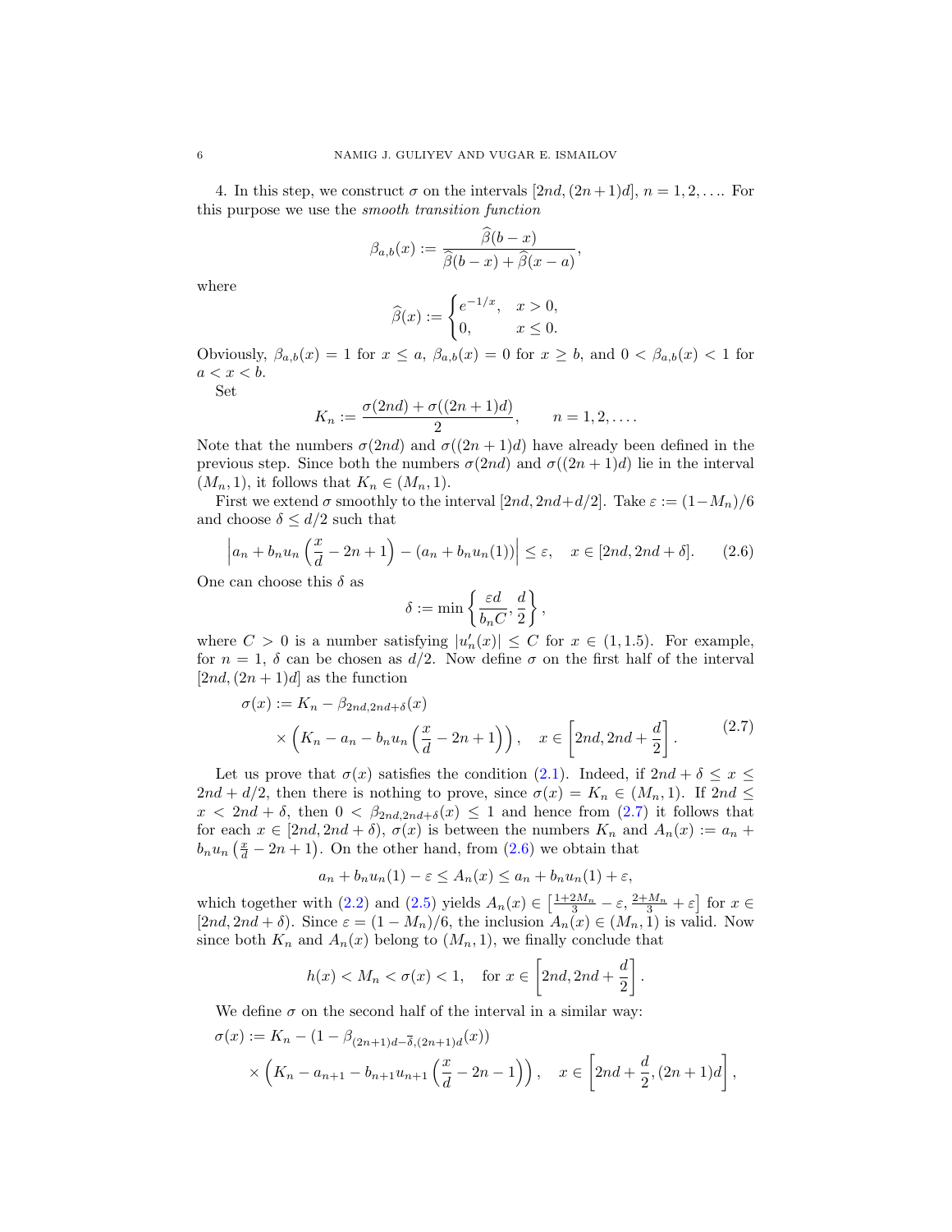4. In this step, we construct $\sigma$ on the intervals $[2nd, (2n+1)d]$, $n = 1, 2, \ldots$. For this purpose we use the *smooth transition function*

$$\beta_{a,b}(x) := \frac{\widehat{\beta}(b-x)}{\widehat{\beta}(b-x) + \widehat{\beta}(x-a)},$$

where

$$\widehat{\beta}(x) := \begin{cases} e^{-1/x}, & x > 0, \\ 0, & x \le 0. \end{cases}$$

Obviously, $\beta_{a,b}(x) = 1$ for $x \le a$, $\beta_{a,b}(x) = 0$ for $x \ge b$, and $0 < \beta_{a,b}(x) < 1$ for $a < x < b$.

Set

$$K_n := \frac{\sigma(2nd) + \sigma((2n+1)d)}{2}, \qquad n = 1, 2, \ldots.$$

Note that the numbers $\sigma(2nd)$ and $\sigma((2n+1)d)$ have already been defined in the previous step. Since both the numbers $\sigma(2nd)$ and $\sigma((2n+1)d)$ lie in the interval $(M_n, 1)$, it follows that $K_n \in (M_n, 1)$.

First we extend $\sigma$ smoothly to the interval $[2nd, 2nd + d/2]$. Take $\varepsilon := (1 - M_n)/6$ and choose $\delta \le d/2$ such that

$$\left| a_n + b_n u_n \left( \frac{x}{d} - 2n + 1 \right) - (a_n + b_n u_n(1)) \right| \le \varepsilon, \quad x \in [2nd, 2nd + \delta]. \tag{2.6}$$

One can choose this $\delta$ as

$$\delta := \min \left\{ \frac{\varepsilon d}{b_n C}, \frac{d}{2} \right\},$$

where $C > 0$ is a number satisfying $|u_n'(x)| \le C$ for $x \in (1, 1.5)$. For example, for $n = 1$, $\delta$ can be chosen as $d/2$. Now define $\sigma$ on the first half of the interval $[2nd, (2n+1)d]$ as the function

$$\begin{aligned} \sigma(x) := K_n - \beta_{2nd, 2nd+\delta}(x) \\ \times \left( K_n - a_n - b_n u_n \left( \frac{x}{d} - 2n + 1 \right) \right), \quad x \in \left[ 2nd, 2nd + \frac{d}{2} \right]. \end{aligned} \tag{2.7}$$

Let us prove that $\sigma(x)$ satisfies the condition (2.1). Indeed, if $2nd + \delta \le x \le 2nd + d/2$, then there is nothing to prove, since $\sigma(x) = K_n \in (M_n, 1)$. If $2nd \le x < 2nd + \delta$, then $0 < \beta_{2nd, 2nd+\delta}(x) \le 1$ and hence from (2.7) it follows that for each $x \in [2nd, 2nd + \delta)$, $\sigma(x)$ is between the numbers $K_n$ and $A_n(x) := a_n + b_n u_n \left( \frac{x}{d} - 2n + 1 \right)$. On the other hand, from (2.6) we obtain that

$$a_n + b_n u_n(1) - \varepsilon \le A_n(x) \le a_n + b_n u_n(1) + \varepsilon,$$

which together with (2.2) and (2.5) yields $A_n(x) \in \left[ \frac{1+2M_n}{3} - \varepsilon, \frac{2+M_n}{3} + \varepsilon \right]$ for $x \in [2nd, 2nd + \delta)$. Since $\varepsilon = (1 - M_n)/6$, the inclusion $A_n(x) \in (M_n, 1)$ is valid. Now since both $K_n$ and $A_n(x)$ belong to $(M_n, 1)$, we finally conclude that

$$h(x) < M_n < \sigma(x) < 1, \quad \text{for } x \in \left[ 2nd, 2nd + \frac{d}{2} \right].$$

We define $\sigma$ on the second half of the interval in a similar way:

$$\begin{aligned} \sigma(x) := K_n - (1 - \beta_{(2n+1)d - \overline{\delta}, (2n+1)d}(x)) \\ \times \left( K_n - a_{n+1} - b_{n+1} u_{n+1} \left( \frac{x}{d} - 2n - 1 \right) \right), \quad x \in \left[ 2nd + \frac{d}{2}, (2n+1)d \right], \end{aligned}$$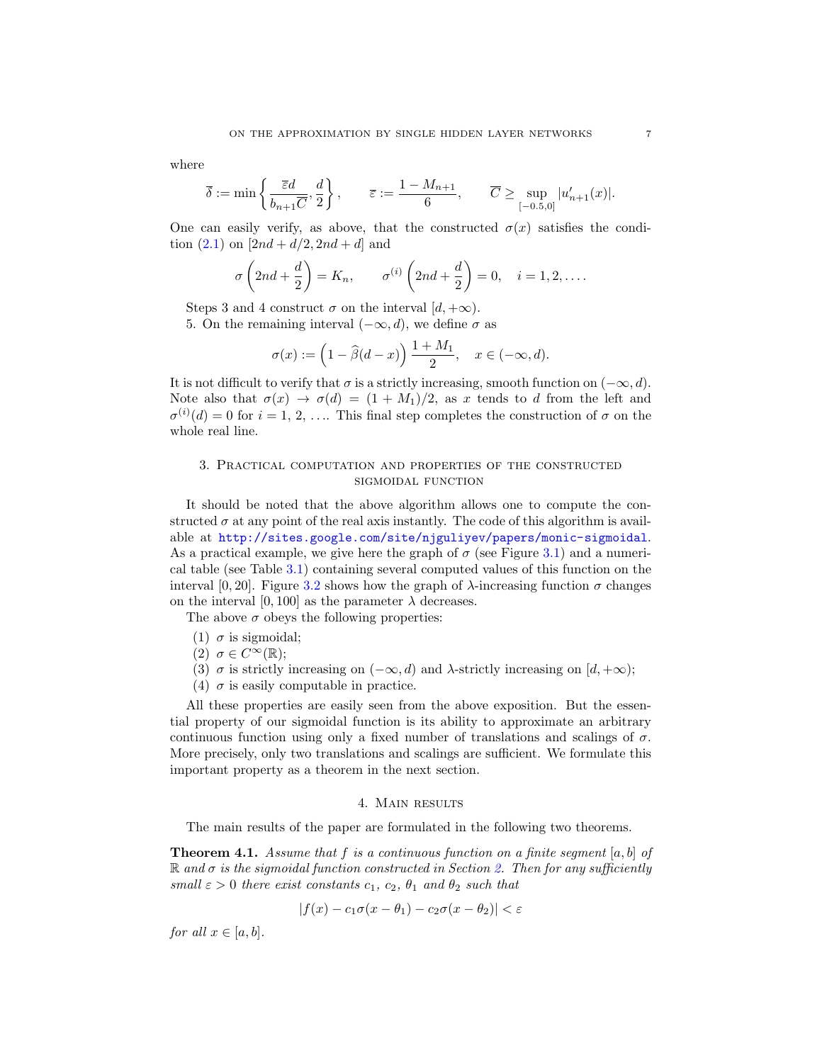where

$$\overline{\delta} := \min\left\{\frac{\overline{\varepsilon}d}{b_{n+1}\overline{C}}, \frac{d}{2}\right\}, \qquad \overline{\varepsilon} := \frac{1-M_{n+1}}{6}, \qquad \overline{C} \geq \sup_{[-0.5,0]} |u'_{n+1}(x)|.$$

One can easily verify, as above, that the constructed $\sigma(x)$ satisfies the condition (2.1) on $[2nd + d/2, 2nd + d]$ and

$$\sigma\left(2nd + \frac{d}{2}\right) = K_n, \qquad \sigma^{(i)}\left(2nd + \frac{d}{2}\right) = 0, \quad i = 1, 2, \ldots.$$

Steps 3 and 4 construct $\sigma$ on the interval $[d, +\infty)$.

5. On the remaining interval $(-\infty, d)$, we define $\sigma$ as

$$\sigma(x) := \left(1 - \widehat{\beta}(d-x)\right)\frac{1+M_1}{2}, \quad x \in (-\infty, d).$$

It is not difficult to verify that $\sigma$ is a strictly increasing, smooth function on $(-\infty, d)$. Note also that $\sigma(x) \to \sigma(d) = (1 + M_1)/2$, as $x$ tends to $d$ from the left and $\sigma^{(i)}(d) = 0$ for $i = 1, 2, \ldots$. This final step completes the construction of $\sigma$ on the whole real line.

## 3. Practical computation and properties of the constructed sigmoidal function

It should be noted that the above algorithm allows one to compute the constructed $\sigma$ at any point of the real axis instantly. The code of this algorithm is available at http://sites.google.com/site/njguliyev/papers/monic-sigmoidal. As a practical example, we give here the graph of $\sigma$ (see Figure 3.1) and a numerical table (see Table 3.1) containing several computed values of this function on the interval $[0, 20]$. Figure 3.2 shows how the graph of $\lambda$-increasing function $\sigma$ changes on the interval $[0, 100]$ as the parameter $\lambda$ decreases.

The above $\sigma$ obeys the following properties:

1. $\sigma$ is sigmoidal;
2. $\sigma \in C^\infty(\mathbb{R})$;
3. $\sigma$ is strictly increasing on $(-\infty, d)$ and $\lambda$-strictly increasing on $[d, +\infty)$;
4. $\sigma$ is easily computable in practice.

All these properties are easily seen from the above exposition. But the essential property of our sigmoidal function is its ability to approximate an arbitrary continuous function using only a fixed number of translations and scalings of $\sigma$. More precisely, only two translations and scalings are sufficient. We formulate this important property as a theorem in the next section.

## 4. Main results

The main results of the paper are formulated in the following two theorems.

**Theorem 4.1.** *Assume that $f$ is a continuous function on a finite segment $[a, b]$ of $\mathbb{R}$ and $\sigma$ is the sigmoidal function constructed in Section 2. Then for any sufficiently small $\varepsilon > 0$ there exist constants $c_1$, $c_2$, $\theta_1$ and $\theta_2$ such that*

$$|f(x) - c_1\sigma(x - \theta_1) - c_2\sigma(x - \theta_2)| < \varepsilon$$

*for all $x \in [a, b]$.*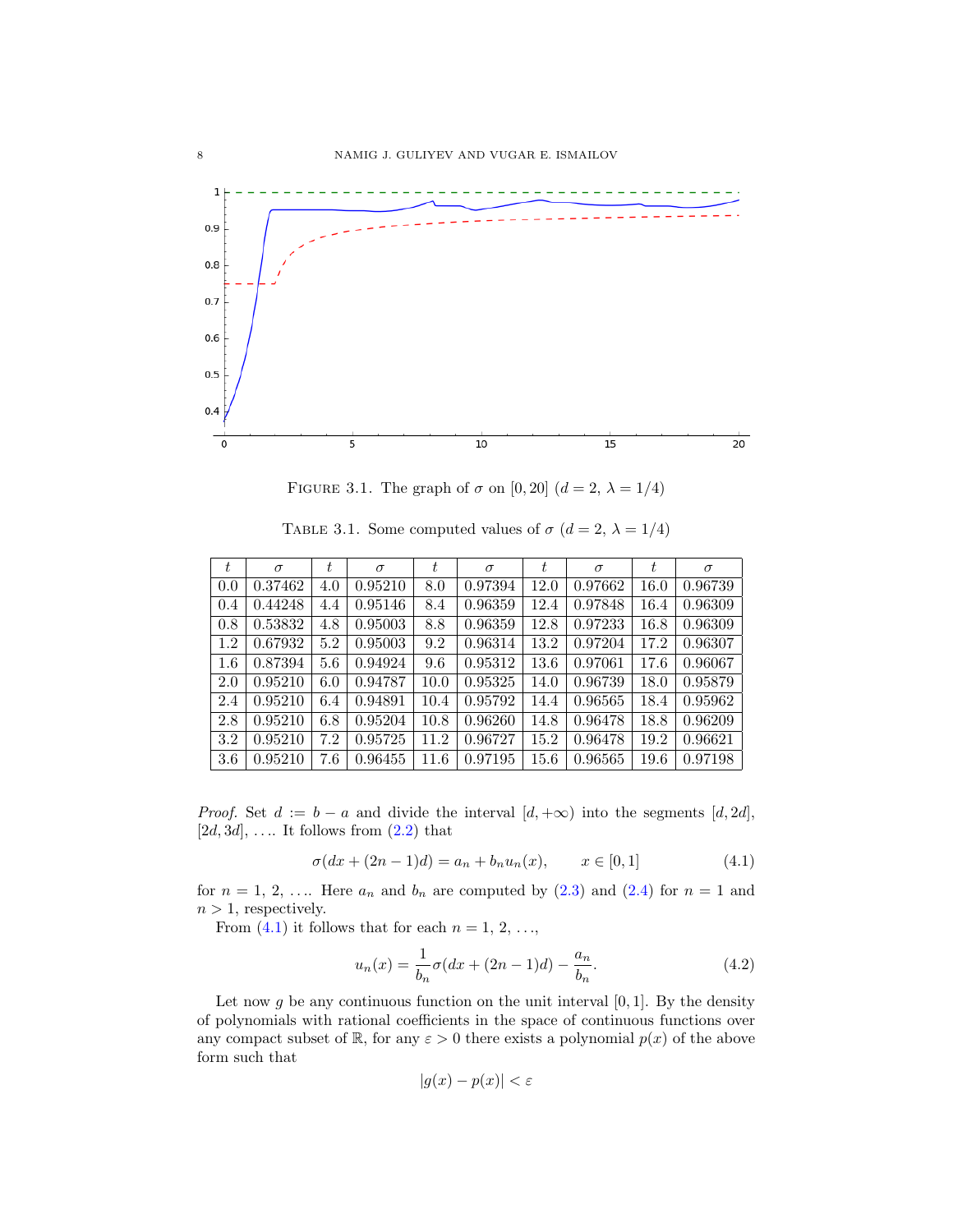FIGURE 3.1. The graph of $\sigma$ on $[0, 20]$ ($d = 2$, $\lambda = 1/4$)

TABLE 3.1. Some computed values of $\sigma$ ($d = 2$, $\lambda = 1/4$)

| $t$ | $\sigma$ | $t$ | $\sigma$ | $t$ | $\sigma$ | $t$ | $\sigma$ | $t$ | $\sigma$ |
|---|---|---|---|---|---|---|---|---|---|
| 0.0 | 0.37462 | 4.0 | 0.95210 | 8.0 | 0.97394 | 12.0 | 0.97662 | 16.0 | 0.96739 |
| 0.4 | 0.44248 | 4.4 | 0.95146 | 8.4 | 0.96359 | 12.4 | 0.97848 | 16.4 | 0.96309 |
| 0.8 | 0.53832 | 4.8 | 0.95003 | 8.8 | 0.96359 | 12.8 | 0.97233 | 16.8 | 0.96309 |
| 1.2 | 0.67932 | 5.2 | 0.95003 | 9.2 | 0.96314 | 13.2 | 0.97204 | 17.2 | 0.96307 |
| 1.6 | 0.87394 | 5.6 | 0.94924 | 9.6 | 0.95312 | 13.6 | 0.97061 | 17.6 | 0.96067 |
| 2.0 | 0.95210 | 6.0 | 0.94787 | 10.0 | 0.95325 | 14.0 | 0.96739 | 18.0 | 0.95879 |
| 2.4 | 0.95210 | 6.4 | 0.94891 | 10.4 | 0.95792 | 14.4 | 0.96565 | 18.4 | 0.95962 |
| 2.8 | 0.95210 | 6.8 | 0.95204 | 10.8 | 0.96260 | 14.8 | 0.96478 | 18.8 | 0.96209 |
| 3.2 | 0.95210 | 7.2 | 0.95725 | 11.2 | 0.96727 | 15.2 | 0.96478 | 19.2 | 0.96621 |
| 3.6 | 0.95210 | 7.6 | 0.96455 | 11.6 | 0.97195 | 15.6 | 0.96565 | 19.6 | 0.97198 |

*Proof.* Set $d := b - a$ and divide the interval $[d, +\infty)$ into the segments $[d, 2d]$, $[2d, 3d]$, .... It follows from (2.2) that

$$\sigma(dx + (2n-1)d) = a_n + b_n u_n(x), \qquad x \in [0, 1] \tag{4.1}$$

for $n = 1, 2, \ldots$. Here $a_n$ and $b_n$ are computed by (2.3) and (2.4) for $n = 1$ and $n > 1$, respectively.

From (4.1) it follows that for each $n = 1, 2, \ldots$,

$$u_n(x) = \frac{1}{b_n}\sigma(dx + (2n-1)d) - \frac{a_n}{b_n}. \tag{4.2}$$

Let now $g$ be any continuous function on the unit interval $[0, 1]$. By the density of polynomials with rational coefficients in the space of continuous functions over any compact subset of $\mathbb{R}$, for any $\varepsilon > 0$ there exists a polynomial $p(x)$ of the above form such that

$$|g(x) - p(x)| < \varepsilon$$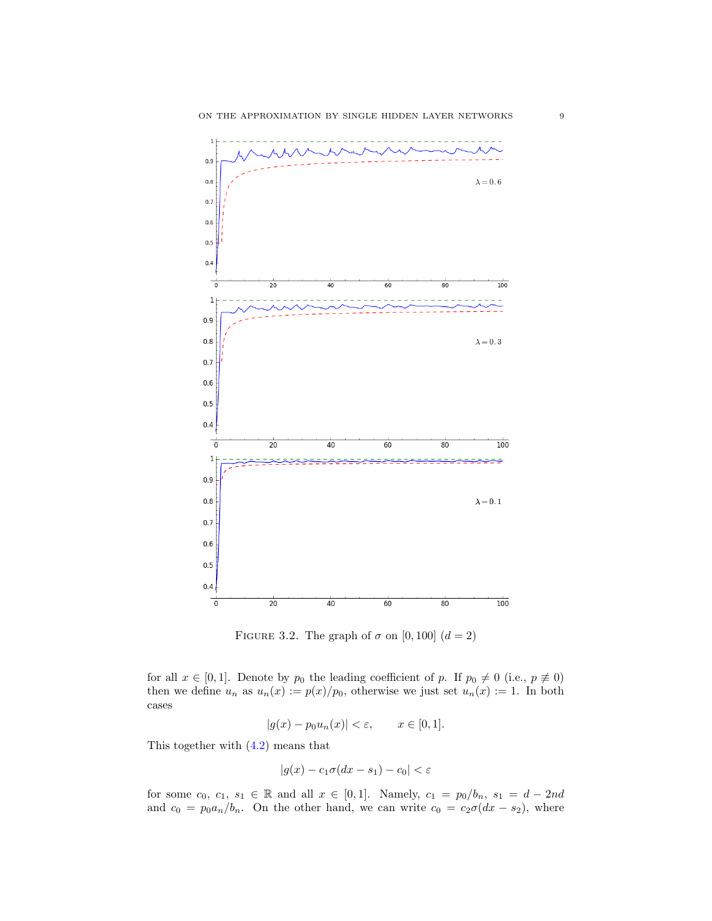FIGURE 3.2. The graph of $\sigma$ on $[0, 100]$ ($d = 2$)

for all $x \in [0,1]$. Denote by $p_0$ the leading coefficient of $p$. If $p_0 \neq 0$ (i.e., $p \not\equiv 0$) then we define $u_n$ as $u_n(x) := p(x)/p_0$, otherwise we just set $u_n(x) := 1$. In both cases

$$|g(x) - p_0 u_n(x)| < \varepsilon, \qquad x \in [0,1].$$

This together with (4.2) means that

$$|g(x) - c_1\sigma(dx - s_1) - c_0| < \varepsilon$$

for some $c_0,\ c_1,\ s_1 \in \mathbb{R}$ and all $x \in [0,1]$. Namely, $c_1 = p_0/b_n,\ s_1 = d - 2nd$ and $c_0 = p_0 a_n/b_n$. On the other hand, we can write $c_0 = c_2\sigma(dx - s_2)$, where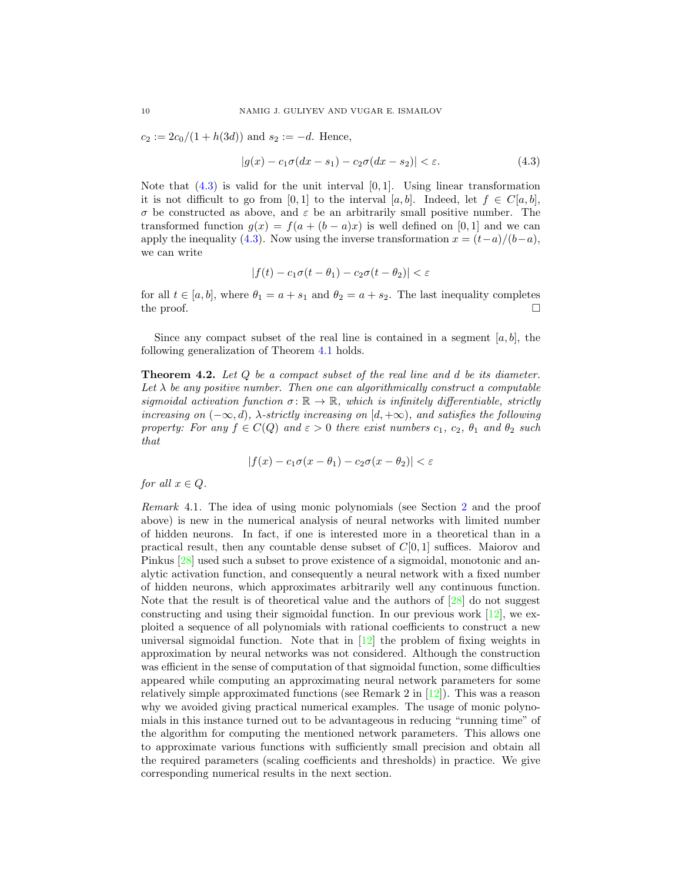$c_2 := 2c_0/(1 + h(3d))$ and $s_2 := -d$. Hence,

$$|g(x) - c_1\sigma(dx - s_1) - c_2\sigma(dx - s_2)| < \varepsilon. \tag{4.3}$$

Note that (4.3) is valid for the unit interval $[0, 1]$. Using linear transformation it is not difficult to go from $[0, 1]$ to the interval $[a, b]$. Indeed, let $f \in C[a, b]$, $\sigma$ be constructed as above, and $\varepsilon$ be an arbitrarily small positive number. The transformed function $g(x) = f(a + (b - a)x)$ is well defined on $[0, 1]$ and we can apply the inequality (4.3). Now using the inverse transformation $x = (t-a)/(b-a)$, we can write

$$|f(t) - c_1\sigma(t - \theta_1) - c_2\sigma(t - \theta_2)| < \varepsilon$$

for all $t \in [a, b]$, where $\theta_1 = a + s_1$ and $\theta_2 = a + s_2$. The last inequality completes the proof. □

Since any compact subset of the real line is contained in a segment $[a, b]$, the following generalization of Theorem 4.1 holds.

**Theorem 4.2.** *Let $Q$ be a compact subset of the real line and $d$ be its diameter. Let $\lambda$ be any positive number. Then one can algorithmically construct a computable sigmoidal activation function $\sigma : \mathbb{R} \to \mathbb{R}$, which is infinitely differentiable, strictly increasing on $(-\infty, d)$, $\lambda$-strictly increasing on $[d, +\infty)$, and satisfies the following property: For any $f \in C(Q)$ and $\varepsilon > 0$ there exist numbers $c_1$, $c_2$, $\theta_1$ and $\theta_2$ such that*

$$|f(x) - c_1\sigma(x - \theta_1) - c_2\sigma(x - \theta_2)| < \varepsilon$$

*for all $x \in Q$.*

*Remark* 4.1. The idea of using monic polynomials (see Section 2 and the proof above) is new in the numerical analysis of neural networks with limited number of hidden neurons. In fact, if one is interested more in a theoretical than in a practical result, then any countable dense subset of $C[0, 1]$ suffices. Maiorov and Pinkus [28] used such a subset to prove existence of a sigmoidal, monotonic and analytic activation function, and consequently a neural network with a fixed number of hidden neurons, which approximates arbitrarily well any continuous function. Note that the result is of theoretical value and the authors of [28] do not suggest constructing and using their sigmoidal function. In our previous work [12], we exploited a sequence of all polynomials with rational coefficients to construct a new universal sigmoidal function. Note that in [12] the problem of fixing weights in approximation by neural networks was not considered. Although the construction was efficient in the sense of computation of that sigmoidal function, some difficulties appeared while computing an approximating neural network parameters for some relatively simple approximated functions (see Remark 2 in [12]). This was a reason why we avoided giving practical numerical examples. The usage of monic polynomials in this instance turned out to be advantageous in reducing "running time" of the algorithm for computing the mentioned network parameters. This allows one to approximate various functions with sufficiently small precision and obtain all the required parameters (scaling coefficients and thresholds) in practice. We give corresponding numerical results in the next section.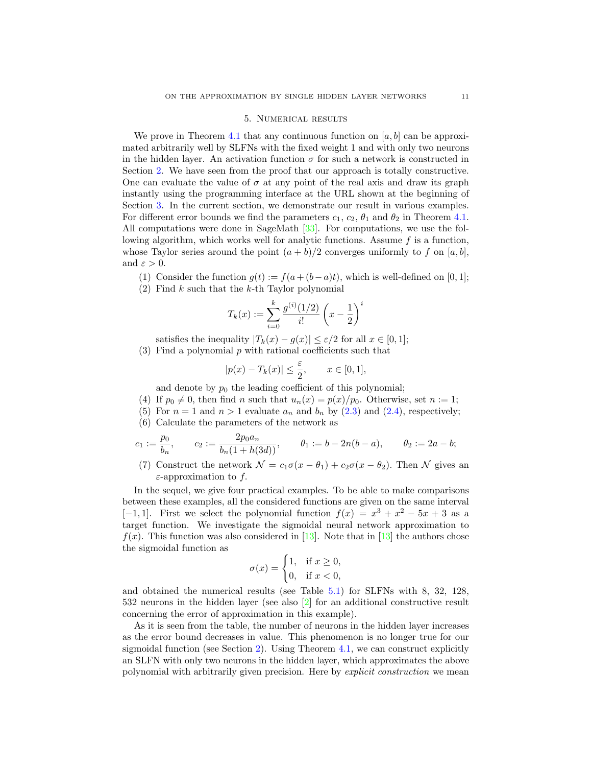## 5. Numerical results

We prove in Theorem 4.1 that any continuous function on $[a, b]$ can be approximated arbitrarily well by SLFNs with the fixed weight 1 and with only two neurons in the hidden layer. An activation function $\sigma$ for such a network is constructed in Section 2. We have seen from the proof that our approach is totally constructive. One can evaluate the value of $\sigma$ at any point of the real axis and draw its graph instantly using the programming interface at the URL shown at the beginning of Section 3. In the current section, we demonstrate our result in various examples. For different error bounds we find the parameters $c_1$, $c_2$, $\theta_1$ and $\theta_2$ in Theorem 4.1. All computations were done in SageMath [33]. For computations, we use the following algorithm, which works well for analytic functions. Assume $f$ is a function, whose Taylor series around the point $(a + b)/2$ converges uniformly to $f$ on $[a, b]$, and $\varepsilon > 0$.

(1) Consider the function $g(t) := f(a + (b - a)t)$, which is well-defined on $[0, 1]$;

(2) Find $k$ such that the $k$-th Taylor polynomial

$$T_k(x) := \sum_{i=0}^{k} \frac{g^{(i)}(1/2)}{i!} \left(x - \frac{1}{2}\right)^i$$

satisfies the inequality $|T_k(x) - g(x)| \leq \varepsilon/2$ for all $x \in [0, 1]$;

(3) Find a polynomial $p$ with rational coefficients such that

$$|p(x) - T_k(x)| \leq \frac{\varepsilon}{2}, \qquad x \in [0, 1],$$

and denote by $p_0$ the leading coefficient of this polynomial;

(4) If $p_0 \neq 0$, then find $n$ such that $u_n(x) = p(x)/p_0$. Otherwise, set $n := 1$;

(5) For $n = 1$ and $n > 1$ evaluate $a_n$ and $b_n$ by (2.3) and (2.4), respectively;

(6) Calculate the parameters of the network as

$$c_1 := \frac{p_0}{b_n}, \qquad c_2 := \frac{2p_0 a_n}{b_n(1 + h(3d))}, \qquad \theta_1 := b - 2n(b - a), \qquad \theta_2 := 2a - b;$$

(7) Construct the network $\mathcal{N} = c_1\sigma(x - \theta_1) + c_2\sigma(x - \theta_2)$. Then $\mathcal{N}$ gives an $\varepsilon$-approximation to $f$.

In the sequel, we give four practical examples. To be able to make comparisons between these examples, all the considered functions are given on the same interval $[-1, 1]$. First we select the polynomial function $f(x) = x^3 + x^2 - 5x + 3$ as a target function. We investigate the sigmoidal neural network approximation to $f(x)$. This function was also considered in [13]. Note that in [13] the authors chose the sigmoidal function as

$$\sigma(x) = \begin{cases} 1, & \text{if } x \geq 0, \\ 0, & \text{if } x < 0, \end{cases}$$

and obtained the numerical results (see Table 5.1) for SLFNs with 8, 32, 128, 532 neurons in the hidden layer (see also [2] for an additional constructive result concerning the error of approximation in this example).

As it is seen from the table, the number of neurons in the hidden layer increases as the error bound decreases in value. This phenomenon is no longer true for our sigmoidal function (see Section 2). Using Theorem 4.1, we can construct explicitly an SLFN with only two neurons in the hidden layer, which approximates the above polynomial with arbitrarily given precision. Here by *explicit construction* we mean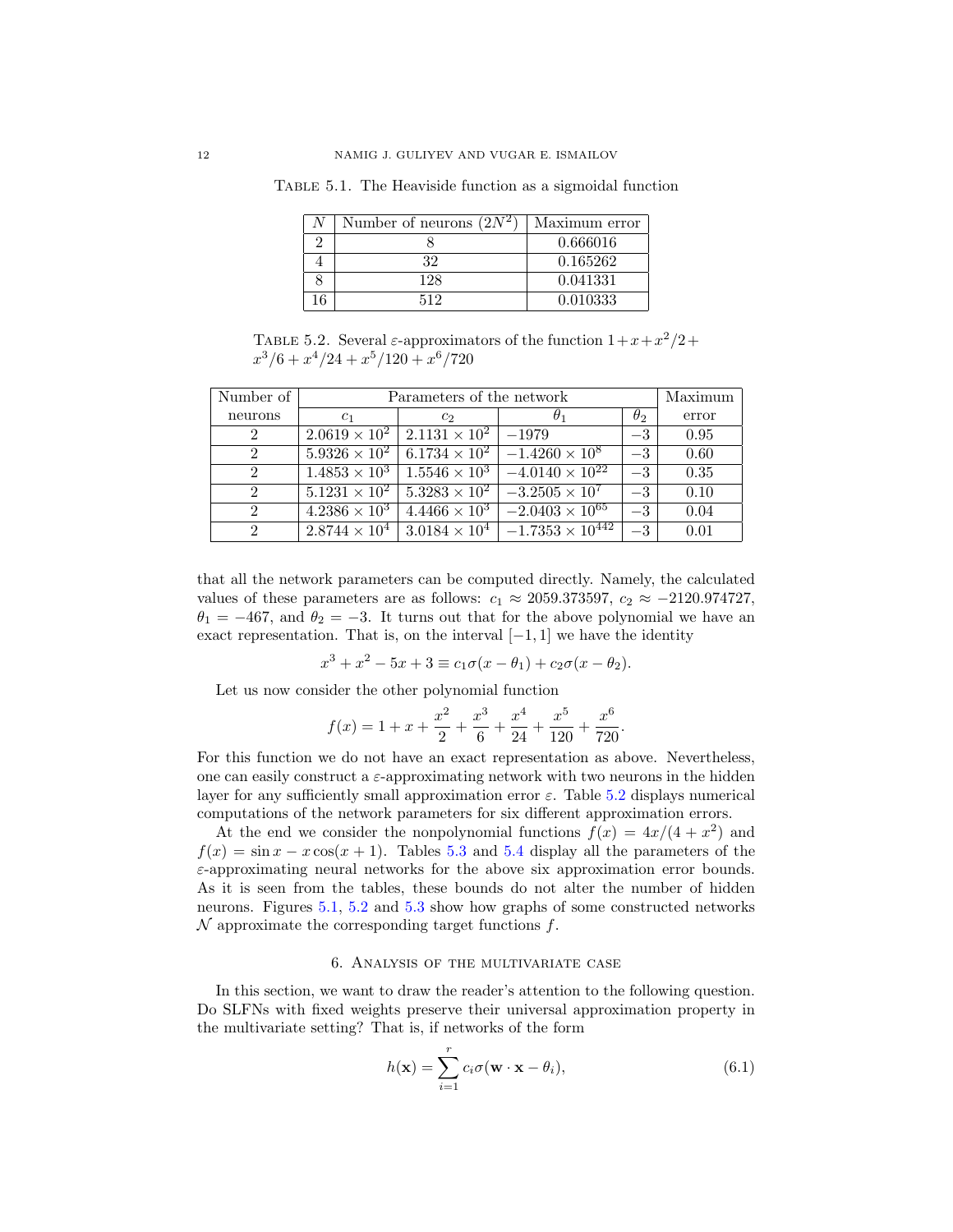TABLE 5.1. The Heaviside function as a sigmoidal function

| $N$ | Number of neurons ($2N^2$) | Maximum error |
| --- | --- | --- |
| 2 | 8 | 0.666016 |
| 4 | 32 | 0.165262 |
| 8 | 128 | 0.041331 |
| 16 | 512 | 0.010333 |

TABLE 5.2. Several $\varepsilon$-approximators of the function $1+x+x^2/2+x^3/6+x^4/24+x^5/120+x^6/720$

| Number of | Parameters of the network | | | | Maximum |
| --- | --- | --- | --- | --- | --- |
| neurons | $c_1$ | $c_2$ | $\theta_1$ | $\theta_2$ | error |
| 2 | $2.0619 \times 10^2$ | $2.1131 \times 10^2$ | $-1979$ | $-3$ | 0.95 |
| 2 | $5.9326 \times 10^2$ | $6.1734 \times 10^2$ | $-1.4260 \times 10^8$ | $-3$ | 0.60 |
| 2 | $1.4853 \times 10^3$ | $1.5546 \times 10^3$ | $-4.0140 \times 10^{22}$ | $-3$ | 0.35 |
| 2 | $5.1231 \times 10^2$ | $5.3283 \times 10^2$ | $-3.2505 \times 10^7$ | $-3$ | 0.10 |
| 2 | $4.2386 \times 10^3$ | $4.4466 \times 10^3$ | $-2.0403 \times 10^{65}$ | $-3$ | 0.04 |
| 2 | $2.8744 \times 10^4$ | $3.0184 \times 10^4$ | $-1.7353 \times 10^{442}$ | $-3$ | 0.01 |

that all the network parameters can be computed directly. Namely, the calculated values of these parameters are as follows: $c_1 \approx 2059.373597$, $c_2 \approx -2120.974727$, $\theta_1 = -467$, and $\theta_2 = -3$. It turns out that for the above polynomial we have an exact representation. That is, on the interval $[-1, 1]$ we have the identity

$$x^3 + x^2 - 5x + 3 \equiv c_1\sigma(x - \theta_1) + c_2\sigma(x - \theta_2).$$

Let us now consider the other polynomial function

$$f(x) = 1 + x + \frac{x^2}{2} + \frac{x^3}{6} + \frac{x^4}{24} + \frac{x^5}{120} + \frac{x^6}{720}.$$

For this function we do not have an exact representation as above. Nevertheless, one can easily construct a $\varepsilon$-approximating network with two neurons in the hidden layer for any sufficiently small approximation error $\varepsilon$. Table 5.2 displays numerical computations of the network parameters for six different approximation errors.

At the end we consider the nonpolynomial functions $f(x) = 4x/(4 + x^2)$ and $f(x) = \sin x - x\cos(x + 1)$. Tables 5.3 and 5.4 display all the parameters of the $\varepsilon$-approximating neural networks for the above six approximation error bounds. As it is seen from the tables, these bounds do not alter the number of hidden neurons. Figures 5.1, 5.2 and 5.3 show how graphs of some constructed networks $\mathcal{N}$ approximate the corresponding target functions $f$.

## 6. Analysis of the multivariate case

In this section, we want to draw the reader's attention to the following question. Do SLFNs with fixed weights preserve their universal approximation property in the multivariate setting? That is, if networks of the form

$$h(\mathbf{x}) = \sum_{i=1}^{r} c_i\sigma(\mathbf{w} \cdot \mathbf{x} - \theta_i), \tag{6.1}$$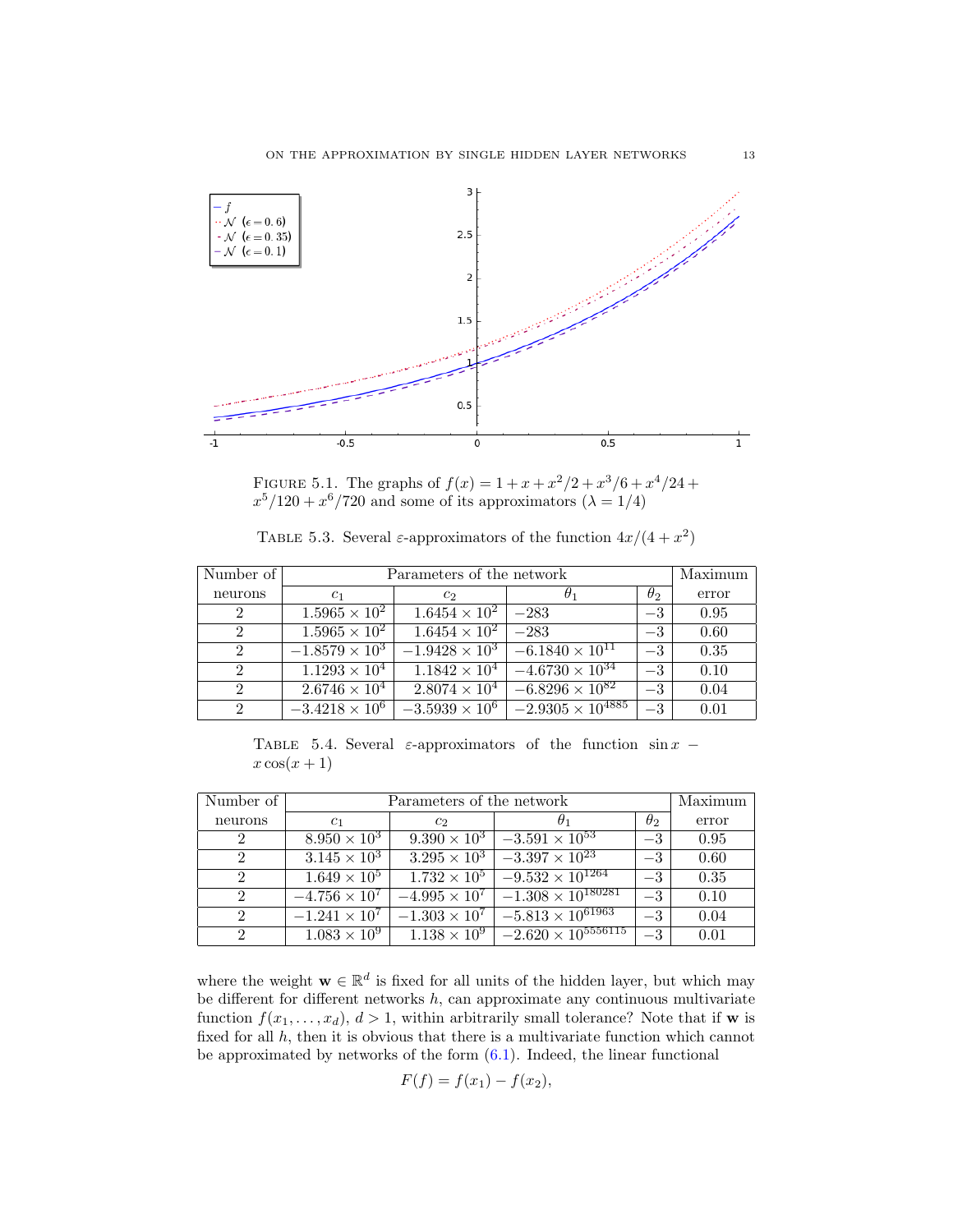FIGURE 5.1. The graphs of $f(x) = 1 + x + x^2/2 + x^3/6 + x^4/24 + x^5/120 + x^6/720$ and some of its approximators ($\lambda = 1/4$)

TABLE 5.3. Several $\varepsilon$-approximators of the function $4x/(4+x^2)$

| Number of neurons | Parameters of the network | | | | Maximum error |
|---|---|---|---|---|---|
| | $c_1$ | $c_2$ | $\theta_1$ | $\theta_2$ | |
| 2 | $1.5965 \times 10^2$ | $1.6454 \times 10^2$ | $-283$ | $-3$ | 0.95 |
| 2 | $1.5965 \times 10^2$ | $1.6454 \times 10^2$ | $-283$ | $-3$ | 0.60 |
| 2 | $-1.8579 \times 10^3$ | $-1.9428 \times 10^3$ | $-6.1840 \times 10^{11}$ | $-3$ | 0.35 |
| 2 | $1.1293 \times 10^4$ | $1.1842 \times 10^4$ | $-4.6730 \times 10^{34}$ | $-3$ | 0.10 |
| 2 | $2.6746 \times 10^4$ | $2.8074 \times 10^4$ | $-6.8296 \times 10^{82}$ | $-3$ | 0.04 |
| 2 | $-3.4218 \times 10^6$ | $-3.5939 \times 10^6$ | $-2.9305 \times 10^{4885}$ | $-3$ | 0.01 |

TABLE 5.4. Several $\varepsilon$-approximators of the function $\sin x - x\cos(x+1)$

| Number of neurons | Parameters of the network | | | | Maximum error |
|---|---|---|---|---|---|
| | $c_1$ | $c_2$ | $\theta_1$ | $\theta_2$ | |
| 2 | $8.950 \times 10^3$ | $9.390 \times 10^3$ | $-3.591 \times 10^{53}$ | $-3$ | 0.95 |
| 2 | $3.145 \times 10^3$ | $3.295 \times 10^3$ | $-3.397 \times 10^{23}$ | $-3$ | 0.60 |
| 2 | $1.649 \times 10^5$ | $1.732 \times 10^5$ | $-9.532 \times 10^{1264}$ | $-3$ | 0.35 |
| 2 | $-4.756 \times 10^7$ | $-4.995 \times 10^7$ | $-1.308 \times 10^{180281}$ | $-3$ | 0.10 |
| 2 | $-1.241 \times 10^7$ | $-1.303 \times 10^7$ | $-5.813 \times 10^{61963}$ | $-3$ | 0.04 |
| 2 | $1.083 \times 10^9$ | $1.138 \times 10^9$ | $-2.620 \times 10^{5556115}$ | $-3$ | 0.01 |

where the weight $\mathbf{w} \in \mathbb{R}^d$ is fixed for all units of the hidden layer, but which may be different for different networks $h$, can approximate any continuous multivariate function $f(x_1, \dots, x_d)$, $d > 1$, within arbitrarily small tolerance? Note that if $\mathbf{w}$ is fixed for all $h$, then it is obvious that there is a multivariate function which cannot be approximated by networks of the form (6.1). Indeed, the linear functional

$$F(f) = f(x_1) - f(x_2),$$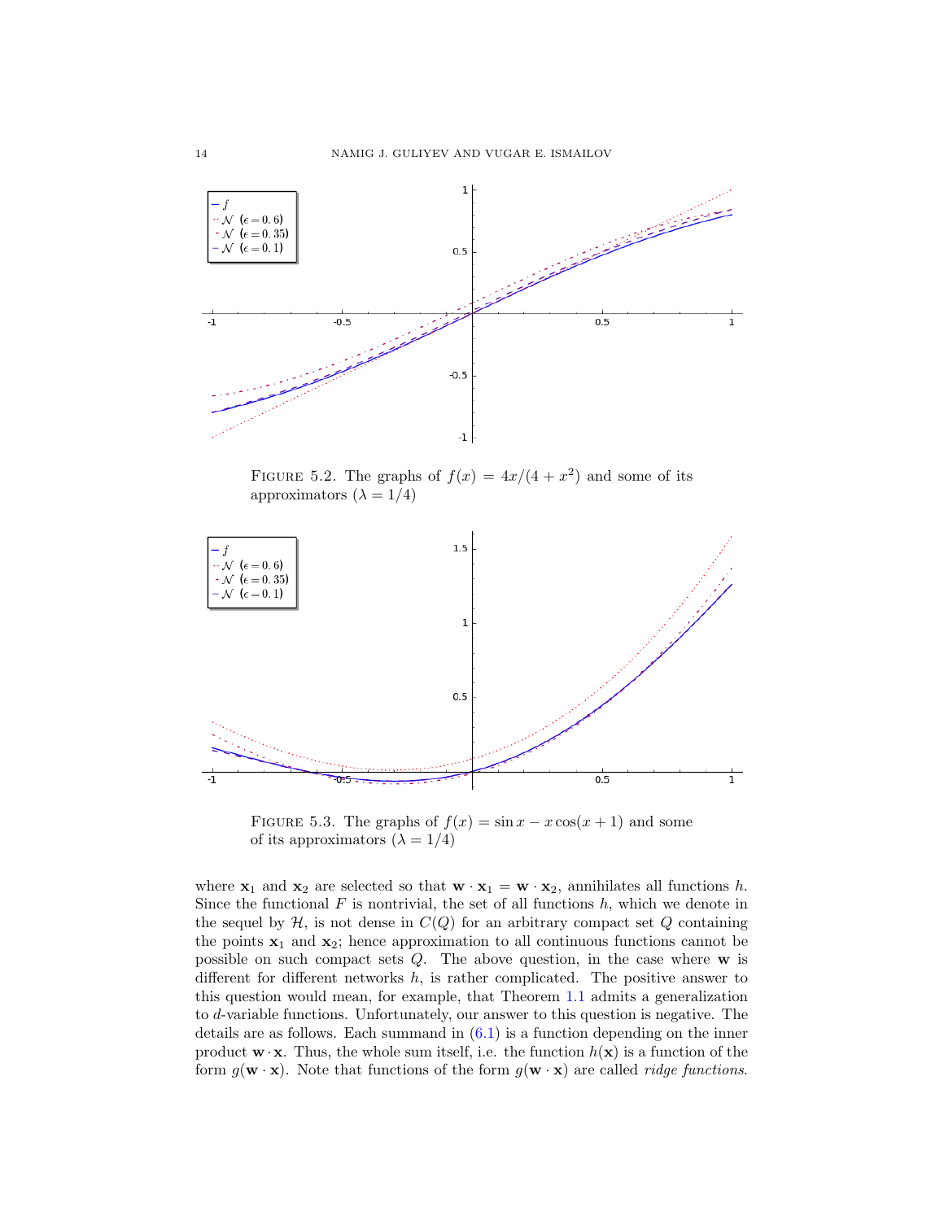FIGURE 5.2. The graphs of $f(x) = 4x/(4 + x^2)$ and some of its approximators ($\lambda = 1/4$)

FIGURE 5.3. The graphs of $f(x) = \sin x - x\cos(x + 1)$ and some of its approximators ($\lambda = 1/4$)

where $\mathbf{x}_1$ and $\mathbf{x}_2$ are selected so that $\mathbf{w} \cdot \mathbf{x}_1 = \mathbf{w} \cdot \mathbf{x}_2$, annihilates all functions $h$. Since the functional $F$ is nontrivial, the set of all functions $h$, which we denote in the sequel by $\mathcal{H}$, is not dense in $C(Q)$ for an arbitrary compact set $Q$ containing the points $\mathbf{x}_1$ and $\mathbf{x}_2$; hence approximation to all continuous functions cannot be possible on such compact sets $Q$. The above question, in the case where $\mathbf{w}$ is different for different networks $h$, is rather complicated. The positive answer to this question would mean, for example, that Theorem 1.1 admits a generalization to $d$-variable functions. Unfortunately, our answer to this question is negative. The details are as follows. Each summand in (6.1) is a function depending on the inner product $\mathbf{w} \cdot \mathbf{x}$. Thus, the whole sum itself, i.e. the function $h(\mathbf{x})$ is a function of the form $g(\mathbf{w} \cdot \mathbf{x})$. Note that functions of the form $g(\mathbf{w} \cdot \mathbf{x})$ are called *ridge functions*.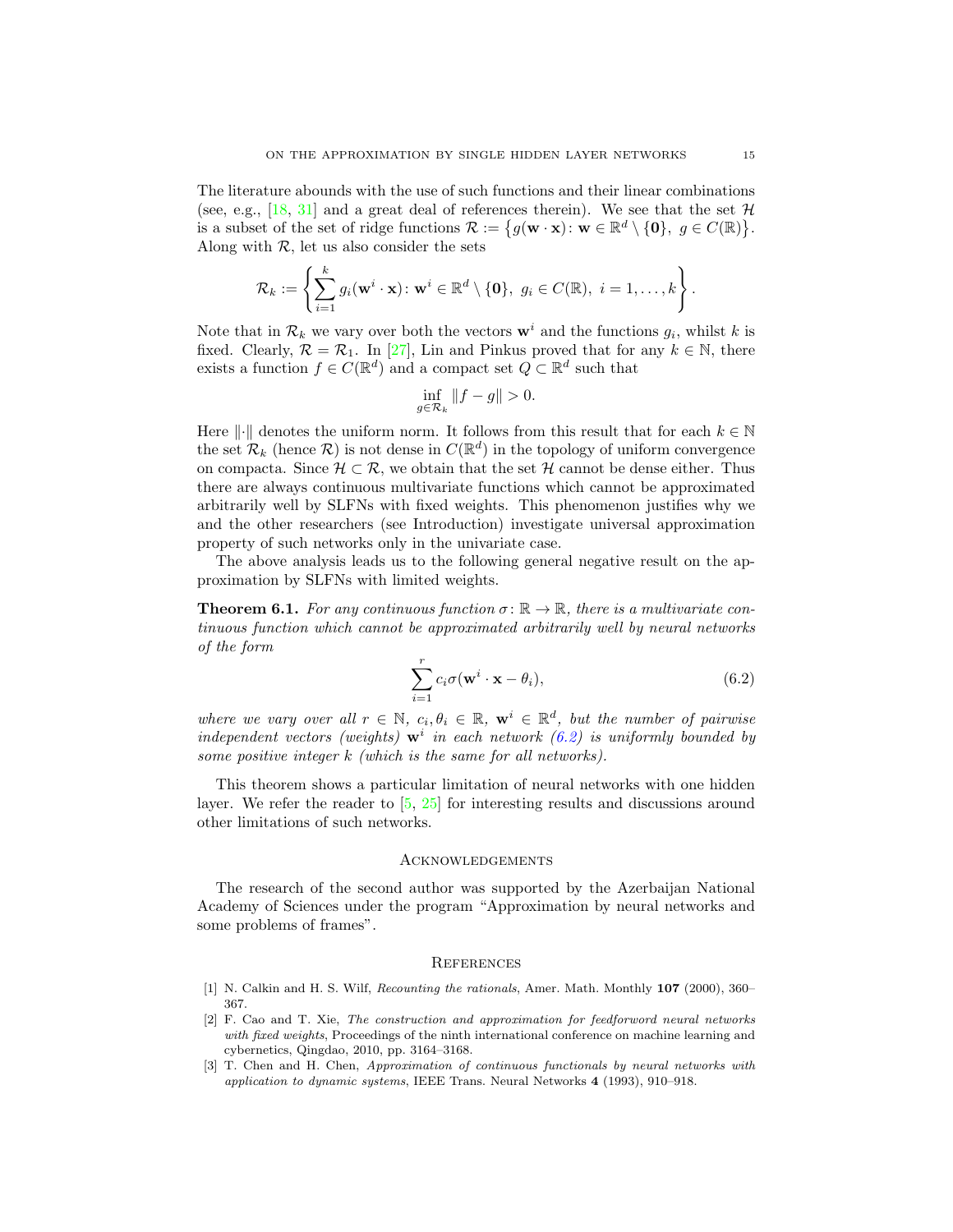The literature abounds with the use of such functions and their linear combinations (see, e.g., [18, 31] and a great deal of references therein). We see that the set $\mathcal{H}$ is a subset of the set of ridge functions $\mathcal{R} := \{g(\mathbf{w}\cdot\mathbf{x})\colon \mathbf{w}\in\mathbb{R}^d\setminus\{\mathbf{0}\},\ g\in C(\mathbb{R})\}$. Along with $\mathcal{R}$, let us also consider the sets

$$\mathcal{R}_k := \left\{\sum_{i=1}^{k} g_i(\mathbf{w}^i\cdot\mathbf{x})\colon \mathbf{w}^i\in\mathbb{R}^d\setminus\{\mathbf{0}\},\ g_i\in C(\mathbb{R}),\ i=1,\ldots,k\right\}.$$

Note that in $\mathcal{R}_k$ we vary over both the vectors $\mathbf{w}^i$ and the functions $g_i$, whilst $k$ is fixed. Clearly, $\mathcal{R}=\mathcal{R}_1$. In [27], Lin and Pinkus proved that for any $k\in\mathbb{N}$, there exists a function $f\in C(\mathbb{R}^d)$ and a compact set $Q\subset\mathbb{R}^d$ such that

$$\inf_{g\in\mathcal{R}_k}\|f-g\|>0.$$

Here $\|\cdot\|$ denotes the uniform norm. It follows from this result that for each $k\in\mathbb{N}$ the set $\mathcal{R}_k$ (hence $\mathcal{R}$) is not dense in $C(\mathbb{R}^d)$ in the topology of uniform convergence on compacta. Since $\mathcal{H}\subset\mathcal{R}$, we obtain that the set $\mathcal{H}$ cannot be dense either. Thus there are always continuous multivariate functions which cannot be approximated arbitrarily well by SLFNs with fixed weights. This phenomenon justifies why we and the other researchers (see Introduction) investigate universal approximation property of such networks only in the univariate case.

The above analysis leads us to the following general negative result on the approximation by SLFNs with limited weights.

**Theorem 6.1.** *For any continuous function $\sigma\colon\mathbb{R}\to\mathbb{R}$, there is a multivariate continuous function which cannot be approximated arbitrarily well by neural networks of the form*

$$\sum_{i=1}^{r} c_i\sigma(\mathbf{w}^i\cdot\mathbf{x}-\theta_i), \tag{6.2}$$

*where we vary over all $r\in\mathbb{N}$, $c_i,\theta_i\in\mathbb{R}$, $\mathbf{w}^i\in\mathbb{R}^d$, but the number of pairwise independent vectors (weights) $\mathbf{w}^i$ in each network (6.2) is uniformly bounded by some positive integer $k$ (which is the same for all networks).*

This theorem shows a particular limitation of neural networks with one hidden layer. We refer the reader to [5, 25] for interesting results and discussions around other limitations of such networks.

## Acknowledgements

The research of the second author was supported by the Azerbaijan National Academy of Sciences under the program "Approximation by neural networks and some problems of frames".

## References

[1] N. Calkin and H. S. Wilf, *Recounting the rationals*, Amer. Math. Monthly **107** (2000), 360–367.

[2] F. Cao and T. Xie, *The construction and approximation for feedforword neural networks with fixed weights*, Proceedings of the ninth international conference on machine learning and cybernetics, Qingdao, 2010, pp. 3164–3168.

[3] T. Chen and H. Chen, *Approximation of continuous functionals by neural networks with application to dynamic systems*, IEEE Trans. Neural Networks **4** (1993), 910–918.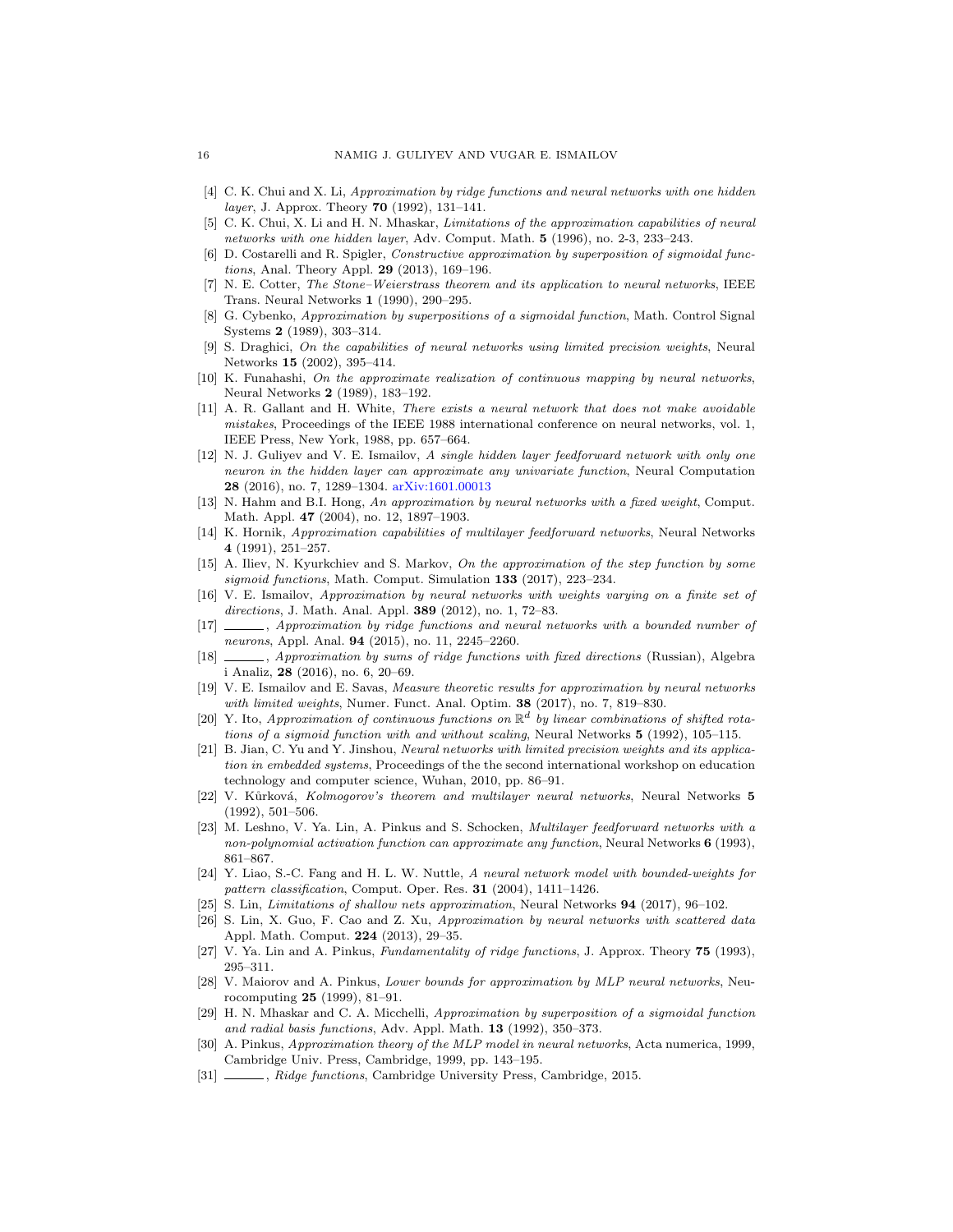[4] C. K. Chui and X. Li, *Approximation by ridge functions and neural networks with one hidden layer*, J. Approx. Theory **70** (1992), 131–141.

[5] C. K. Chui, X. Li and H. N. Mhaskar, *Limitations of the approximation capabilities of neural networks with one hidden layer*, Adv. Comput. Math. **5** (1996), no. 2-3, 233–243.

[6] D. Costarelli and R. Spigler, *Constructive approximation by superposition of sigmoidal functions*, Anal. Theory Appl. **29** (2013), 169–196.

[7] N. E. Cotter, *The Stone–Weierstrass theorem and its application to neural networks*, IEEE Trans. Neural Networks **1** (1990), 290–295.

[8] G. Cybenko, *Approximation by superpositions of a sigmoidal function*, Math. Control Signal Systems **2** (1989), 303–314.

[9] S. Draghici, *On the capabilities of neural networks using limited precision weights*, Neural Networks **15** (2002), 395–414.

[10] K. Funahashi, *On the approximate realization of continuous mapping by neural networks*, Neural Networks **2** (1989), 183–192.

[11] A. R. Gallant and H. White, *There exists a neural network that does not make avoidable mistakes*, Proceedings of the IEEE 1988 international conference on neural networks, vol. 1, IEEE Press, New York, 1988, pp. 657–664.

[12] N. J. Guliyev and V. E. Ismailov, *A single hidden layer feedforward network with only one neuron in the hidden layer can approximate any univariate function*, Neural Computation **28** (2016), no. 7, 1289–1304. arXiv:1601.00013

[13] N. Hahm and B.I. Hong, *An approximation by neural networks with a fixed weight*, Comput. Math. Appl. **47** (2004), no. 12, 1897–1903.

[14] K. Hornik, *Approximation capabilities of multilayer feedforward networks*, Neural Networks **4** (1991), 251–257.

[15] A. Iliev, N. Kyurkchiev and S. Markov, *On the approximation of the step function by some sigmoid functions*, Math. Comput. Simulation **133** (2017), 223–234.

[16] V. E. Ismailov, *Approximation by neural networks with weights varying on a finite set of directions*, J. Math. Anal. Appl. **389** (2012), no. 1, 72–83.

[17] ______, *Approximation by ridge functions and neural networks with a bounded number of neurons*, Appl. Anal. **94** (2015), no. 11, 2245–2260.

[18] ______, *Approximation by sums of ridge functions with fixed directions* (Russian), Algebra i Analiz, **28** (2016), no. 6, 20–69.

[19] V. E. Ismailov and E. Savas, *Measure theoretic results for approximation by neural networks with limited weights*, Numer. Funct. Anal. Optim. **38** (2017), no. 7, 819–830.

[20] Y. Ito, *Approximation of continuous functions on $\mathbb{R}^d$ by linear combinations of shifted rotations of a sigmoid function with and without scaling*, Neural Networks **5** (1992), 105–115.

[21] B. Jian, C. Yu and Y. Jinshou, *Neural networks with limited precision weights and its application in embedded systems*, Proceedings of the the second international workshop on education technology and computer science, Wuhan, 2010, pp. 86–91.

[22] V. Kůrková, *Kolmogorov's theorem and multilayer neural networks*, Neural Networks **5** (1992), 501–506.

[23] M. Leshno, V. Ya. Lin, A. Pinkus and S. Schocken, *Multilayer feedforward networks with a non-polynomial activation function can approximate any function*, Neural Networks **6** (1993), 861–867.

[24] Y. Liao, S.-C. Fang and H. L. W. Nuttle, *A neural network model with bounded-weights for pattern classification*, Comput. Oper. Res. **31** (2004), 1411–1426.

[25] S. Lin, *Limitations of shallow nets approximation*, Neural Networks **94** (2017), 96–102.

[26] S. Lin, X. Guo, F. Cao and Z. Xu, *Approximation by neural networks with scattered data* Appl. Math. Comput. **224** (2013), 29–35.

[27] V. Ya. Lin and A. Pinkus, *Fundamentality of ridge functions*, J. Approx. Theory **75** (1993), 295–311.

[28] V. Maiorov and A. Pinkus, *Lower bounds for approximation by MLP neural networks*, Neurocomputing **25** (1999), 81–91.

[29] H. N. Mhaskar and C. A. Micchelli, *Approximation by superposition of a sigmoidal function and radial basis functions*, Adv. Appl. Math. **13** (1992), 350–373.

[30] A. Pinkus, *Approximation theory of the MLP model in neural networks*, Acta numerica, 1999, Cambridge Univ. Press, Cambridge, 1999, pp. 143–195.

[31] ______, *Ridge functions*, Cambridge University Press, Cambridge, 2015.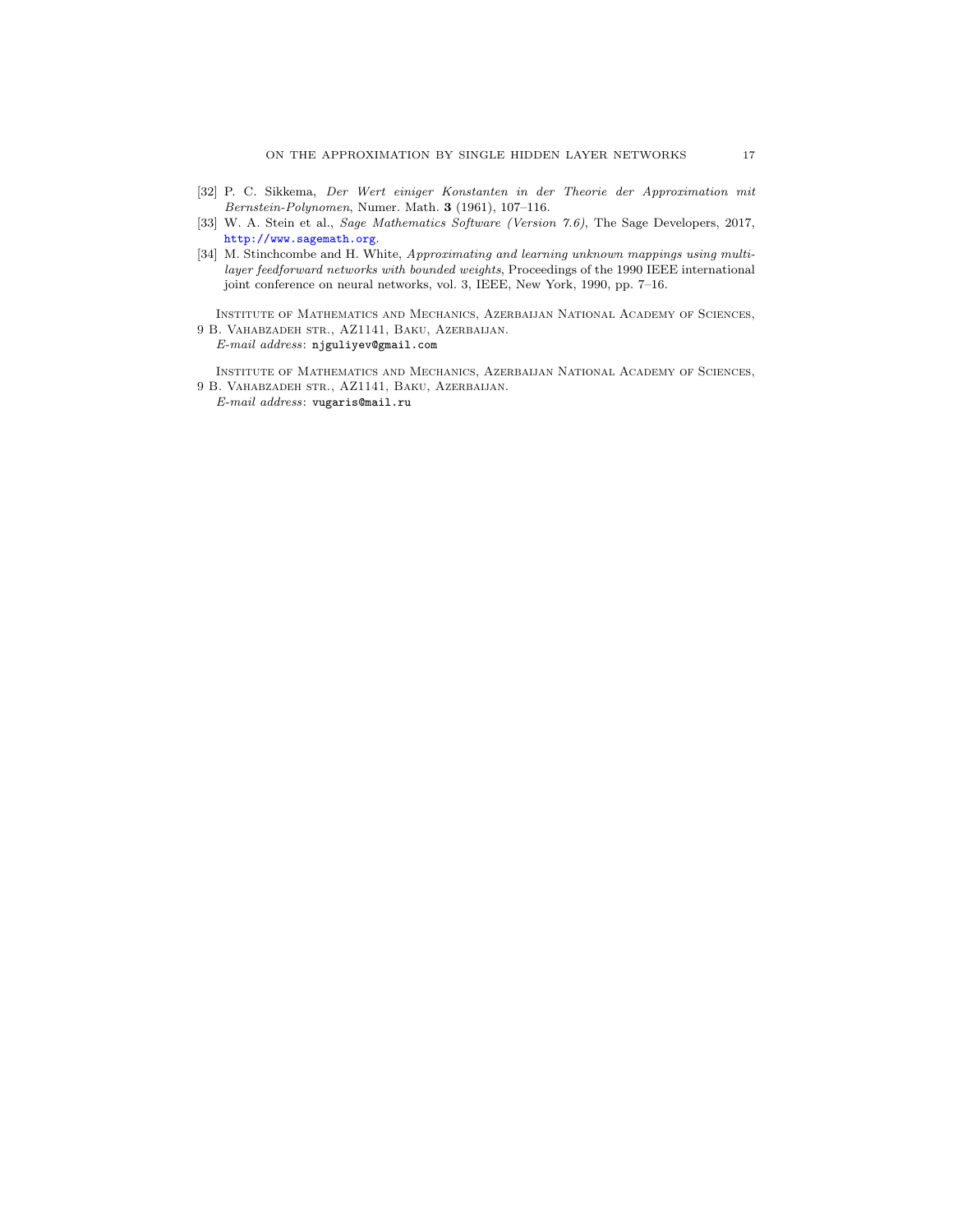[32] P. C. Sikkema, *Der Wert einiger Konstanten in der Theorie der Approximation mit Bernstein-Polynomen*, Numer. Math. **3** (1961), 107–116.

[33] W. A. Stein et al., *Sage Mathematics Software (Version 7.6)*, The Sage Developers, 2017, http://www.sagemath.org.

[34] M. Stinchcombe and H. White, *Approximating and learning unknown mappings using multilayer feedforward networks with bounded weights*, Proceedings of the 1990 IEEE international joint conference on neural networks, vol. 3, IEEE, New York, 1990, pp. 7–16.

Institute of Mathematics and Mechanics, Azerbaijan National Academy of Sciences, 9 B. Vahabzadeh str., AZ1141, Baku, Azerbaijan.

*E-mail address*: njguliyev@gmail.com

Institute of Mathematics and Mechanics, Azerbaijan National Academy of Sciences, 9 B. Vahabzadeh str., AZ1141, Baku, Azerbaijan.

*E-mail address*: vugaris@mail.ru